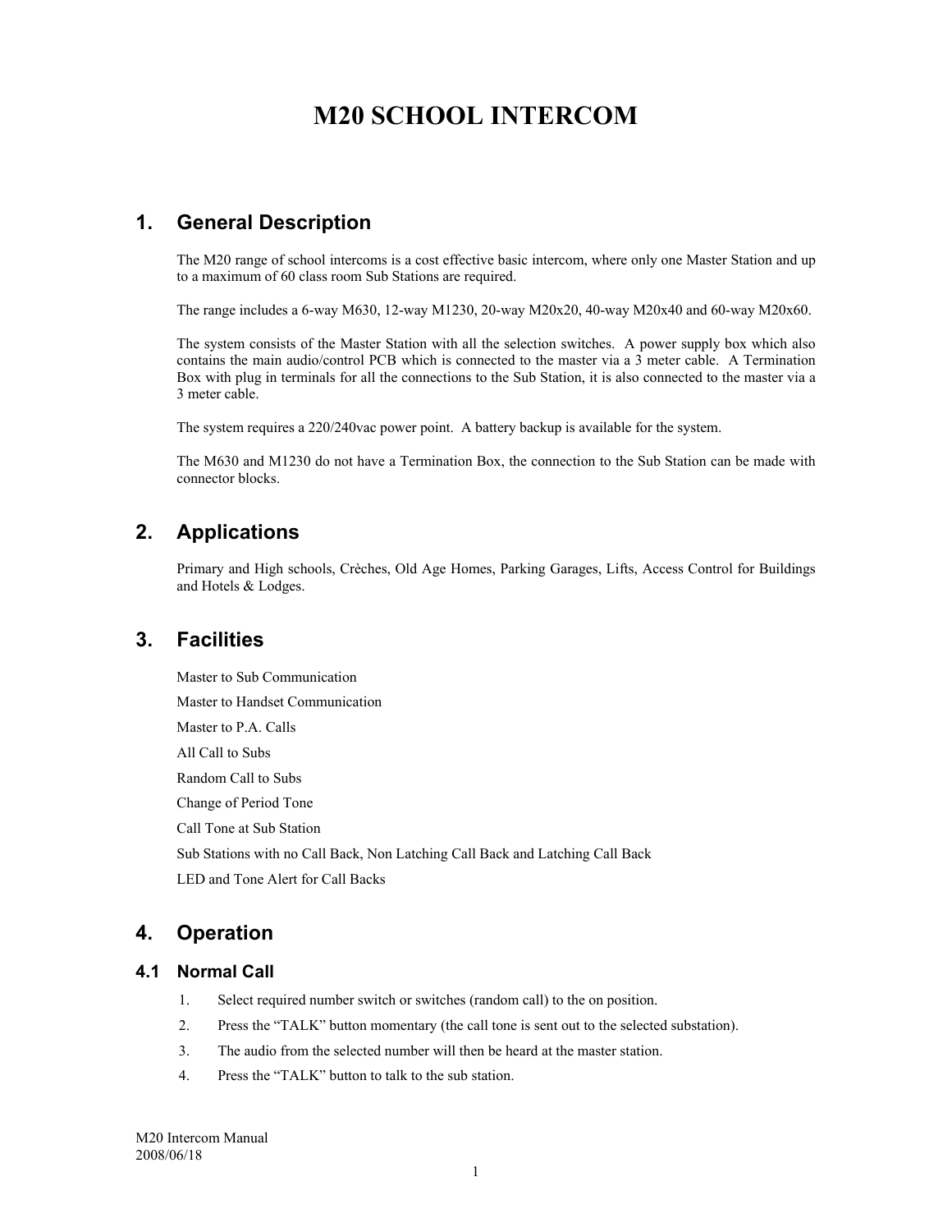# M20 SCHOOL INTERCOM

## 1. General Description

The M20 range of school intercoms is a cost effective basic intercom, where only one Master Station and up to a maximum of 60 class room Sub Stations are required.

The range includes a 6-way M630, 12-way M1230, 20-way M20x20, 40-way M20x40 and 60-way M20x60.

The system consists of the Master Station with all the selection switches. A power supply box which also contains the main audio/control PCB which is connected to the master via a 3 meter cable. A Termination Box with plug in terminals for all the connections to the Sub Station, it is also connected to the master via a 3 meter cable.

The system requires a 220/240vac power point. A battery backup is available for the system.

The M630 and M1230 do not have a Termination Box, the connection to the Sub Station can be made with connector blocks.

## 2. Applications

Primary and High schools, Crèches, Old Age Homes, Parking Garages, Lifts, Access Control for Buildings and Hotels & Lodges.

## 3. Facilities

Master to Sub Communication

Master to Handset Communication

Master to P.A. Calls

All Call to Subs

Random Call to Subs

Change of Period Tone

Call Tone at Sub Station

Sub Stations with no Call Back, Non Latching Call Back and Latching Call Back

LED and Tone Alert for Call Backs

## 4. Operation

### 4.1 Normal Call

1. Select required number switch or switches (random call) to the on position.
2. Press the "TALK" button momentary (the call tone is sent out to the selected substation).
3. The audio from the selected number will then be heard at the master station.
4. Press the "TALK" button to talk to the sub station.

M20 Intercom Manual
2008/06/18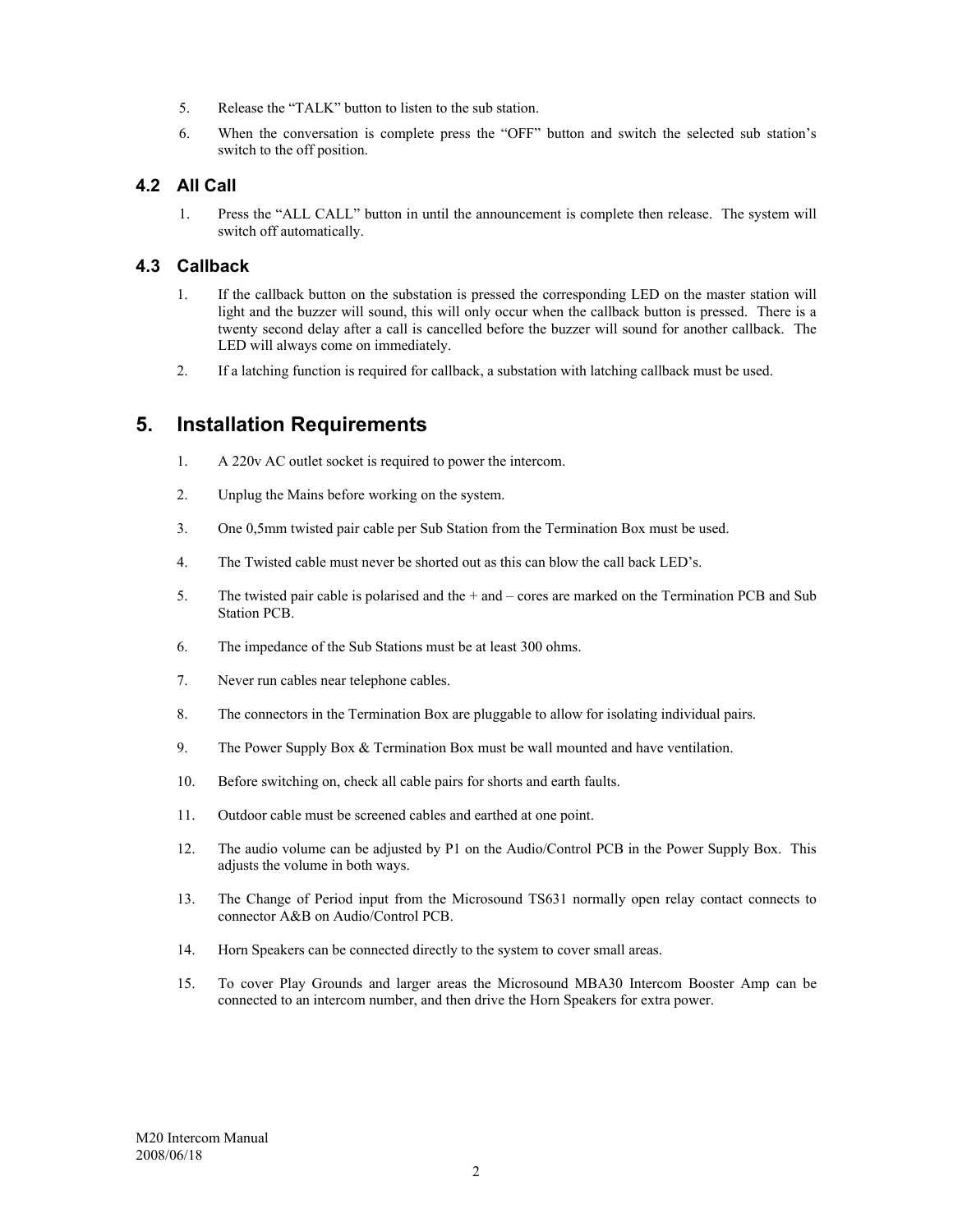5. Release the "TALK" button to listen to the sub station.
6. When the conversation is complete press the "OFF" button and switch the selected sub station's switch to the off position.

### 4.2 All Call

1. Press the "ALL CALL" button in until the announcement is complete then release. The system will switch off automatically.

### 4.3 Callback

1. If the callback button on the substation is pressed the corresponding LED on the master station will light and the buzzer will sound, this will only occur when the callback button is pressed. There is a twenty second delay after a call is cancelled before the buzzer will sound for another callback. The LED will always come on immediately.
2. If a latching function is required for callback, a substation with latching callback must be used.

## 5. Installation Requirements

1. A 220v AC outlet socket is required to power the intercom.
2. Unplug the Mains before working on the system.
3. One 0,5mm twisted pair cable per Sub Station from the Termination Box must be used.
4. The Twisted cable must never be shorted out as this can blow the call back LED's.
5. The twisted pair cable is polarised and the + and – cores are marked on the Termination PCB and Sub Station PCB.
6. The impedance of the Sub Stations must be at least 300 ohms.
7. Never run cables near telephone cables.
8. The connectors in the Termination Box are pluggable to allow for isolating individual pairs.
9. The Power Supply Box & Termination Box must be wall mounted and have ventilation.
10. Before switching on, check all cable pairs for shorts and earth faults.
11. Outdoor cable must be screened cables and earthed at one point.
12. The audio volume can be adjusted by P1 on the Audio/Control PCB in the Power Supply Box. This adjusts the volume in both ways.
13. The Change of Period input from the Microsound TS631 normally open relay contact connects to connector A&B on Audio/Control PCB.
14. Horn Speakers can be connected directly to the system to cover small areas.
15. To cover Play Grounds and larger areas the Microsound MBA30 Intercom Booster Amp can be connected to an intercom number, and then drive the Horn Speakers for extra power.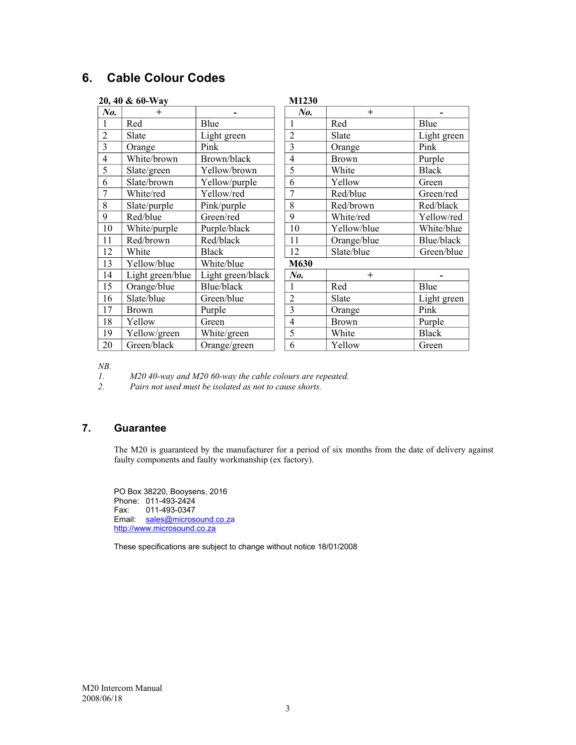## 6. Cable Colour Codes

**20, 40 & 60-Way**

| *No.* | + | - |
|---|---|---|
| 1 | Red | Blue |
| 2 | Slate | Light green |
| 3 | Orange | Pink |
| 4 | White/brown | Brown/black |
| 5 | Slate/green | Yellow/brown |
| 6 | Slate/brown | Yellow/purple |
| 7 | White/red | Yellow/red |
| 8 | Slate/purple | Pink/purple |
| 9 | Red/blue | Green/red |
| 10 | White/purple | Purple/black |
| 11 | Red/brown | Red/black |
| 12 | White | Black |
| 13 | Yellow/blue | White/blue |
| 14 | Light green/blue | Light green/black |
| 15 | Orange/blue | Blue/black |
| 16 | Slate/blue | Green/blue |
| 17 | Brown | Purple |
| 18 | Yellow | Green |
| 19 | Yellow/green | White/green |
| 20 | Green/black | Orange/green |

**M1230**

| *No.* | + | - |
|---|---|---|
| 1 | Red | Blue |
| 2 | Slate | Light green |
| 3 | Orange | Pink |
| 4 | Brown | Purple |
| 5 | White | Black |
| 6 | Yellow | Green |
| 7 | Red/blue | Green/red |
| 8 | Red/brown | Red/black |
| 9 | White/red | Yellow/red |
| 10 | Yellow/blue | White/blue |
| 11 | Orange/blue | Blue/black |
| 12 | Slate/blue | Green/blue |

**M630**

| *No.* | + | - |
|---|---|---|
| 1 | Red | Blue |
| 2 | Slate | Light green |
| 3 | Orange | Pink |
| 4 | Brown | Purple |
| 5 | White | Black |
| 6 | Yellow | Green |

*NB.*

1. *M20 40-way and M20 60-way the cable colours are repeated.*
2. *Pairs not used must be isolated as not to cause shorts.*

## 7. Guarantee

The M20 is guaranteed by the manufacturer for a period of six months from the date of delivery against faulty components and faulty workmanship (ex factory).

PO Box 38220, Booysens, 2016
Phone: 011-493-2424
Fax: 011-493-0347
Email: sales@microsound.co.za
http://www.microsound.co.za

These specifications are subject to change without notice 18/01/2008

M20 Intercom Manual
2008/06/18